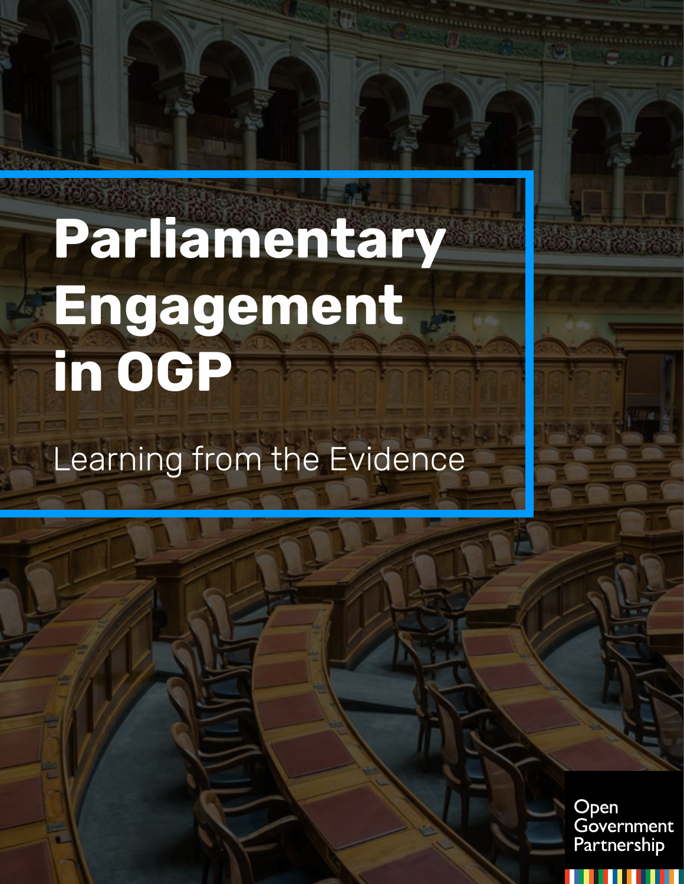# Parliamentary Engagement in OGP

Learning from the Evidence

Open Government Partnership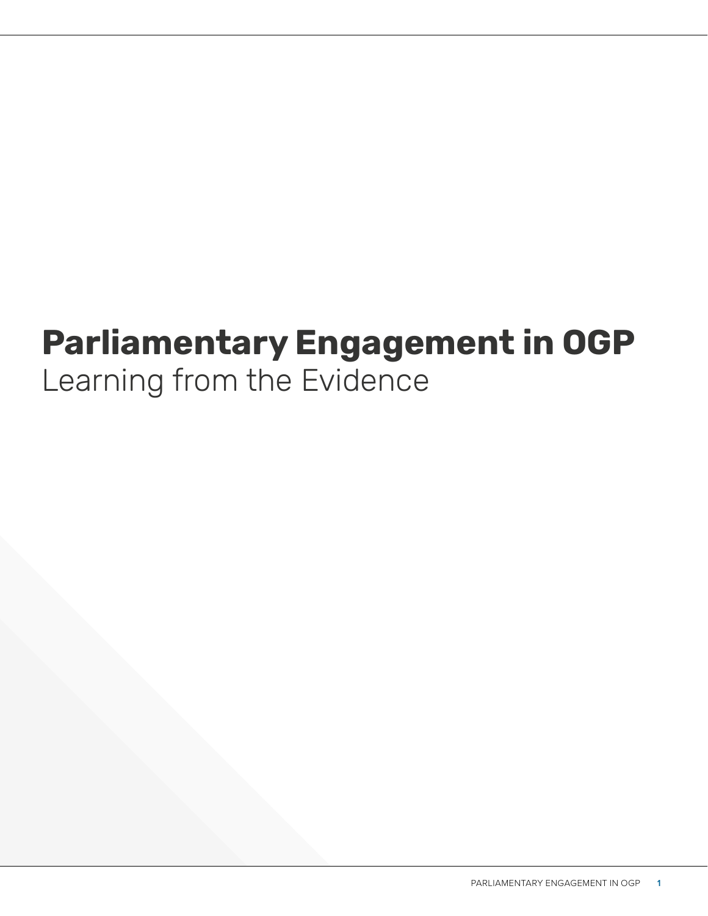# Parliamentary Engagement in OGP

Learning from the Evidence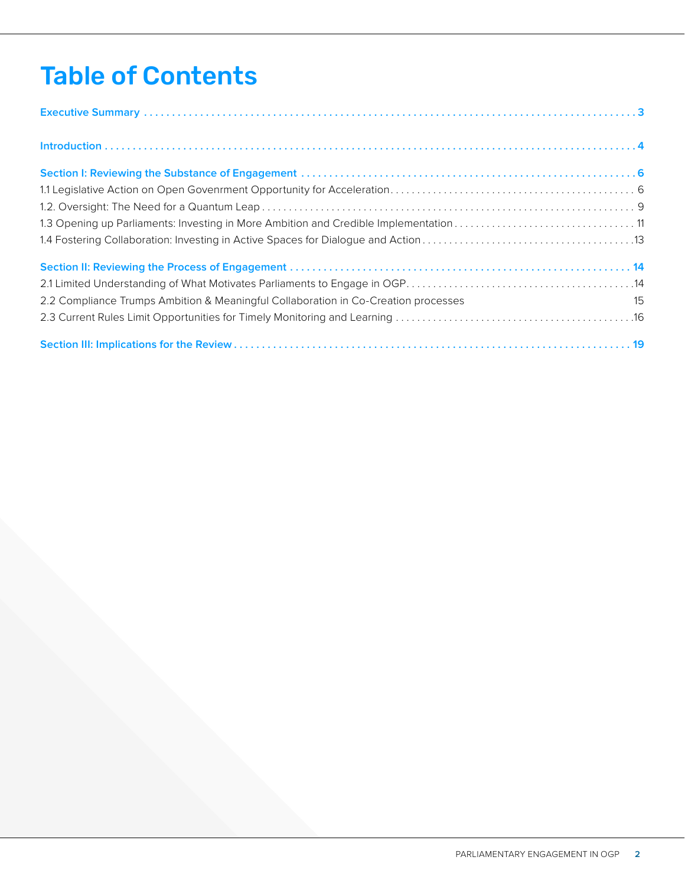# Table of Contents

**Executive Summary** . . . . . . . . . . . . . . . . . . . . . . . . . . . . . . . . . . . . . . . . . . . . . . . . . . . . . . . . . . . . . . . . . . . . . . . . . . . . . . . . . . . **3**

**Introduction** . . . . . . . . . . . . . . . . . . . . . . . . . . . . . . . . . . . . . . . . . . . . . . . . . . . . . . . . . . . . . . . . . . . . . . . . . . . . . . . . . . . . . . . . . **4**

**Section I: Reviewing the Substance of Engagement** . . . . . . . . . . . . . . . . . . . . . . . . . . . . . . . . . . . . . . . . . . . . . . . . . . . . . . . . . **6**

1.1 Legislative Action on Open Govenrment Opportunity for Acceleration . . . . . . . . . . . . . . . . . . . . . . . . . . . . . . . . . . . . . . . . . . . . . 6

1.2. Oversight: The Need for a Quantum Leap . . . . . . . . . . . . . . . . . . . . . . . . . . . . . . . . . . . . . . . . . . . . . . . . . . . . . . . . . . . . . . . . . . . 9

1.3 Opening up Parliaments: Investing in More Ambition and Credible Implementation . . . . . . . . . . . . . . . . . . . . . . . . . . . . . . . . . 11

1.4 Fostering Collaboration: Investing in Active Spaces for Dialogue and Action . . . . . . . . . . . . . . . . . . . . . . . . . . . . . . . . . . . . . . . 13

**Section II: Reviewing the Process of Engagement** . . . . . . . . . . . . . . . . . . . . . . . . . . . . . . . . . . . . . . . . . . . . . . . . . . . . . . . . . . . **14**

2.1 Limited Understanding of What Motivates Parliaments to Engage in OGP . . . . . . . . . . . . . . . . . . . . . . . . . . . . . . . . . . . . . . . . . . 14

2.2 Compliance Trumps Ambition & Meaningful Collaboration in Co-Creation processes 15

2.3 Current Rules Limit Opportunities for Timely Monitoring and Learning . . . . . . . . . . . . . . . . . . . . . . . . . . . . . . . . . . . . . . . . . . . . 16

**Section III: Implications for the Review** . . . . . . . . . . . . . . . . . . . . . . . . . . . . . . . . . . . . . . . . . . . . . . . . . . . . . . . . . . . . . . . . . . . . . **19**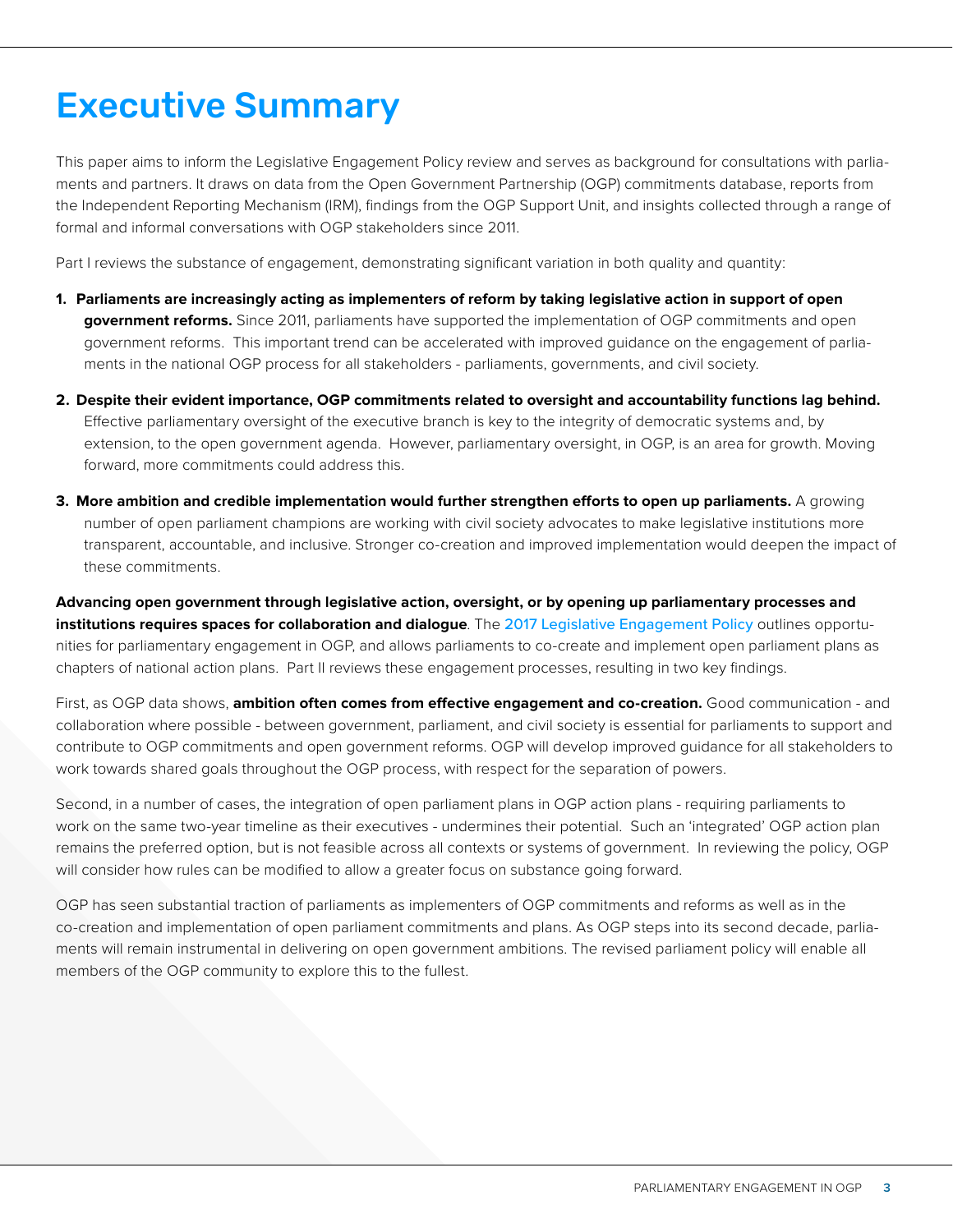# Executive Summary

This paper aims to inform the Legislative Engagement Policy review and serves as background for consultations with parliaments and partners. It draws on data from the Open Government Partnership (OGP) commitments database, reports from the Independent Reporting Mechanism (IRM), findings from the OGP Support Unit, and insights collected through a range of formal and informal conversations with OGP stakeholders since 2011.

Part I reviews the substance of engagement, demonstrating significant variation in both quality and quantity:

1. **Parliaments are increasingly acting as implementers of reform by taking legislative action in support of open government reforms.** Since 2011, parliaments have supported the implementation of OGP commitments and open government reforms. This important trend can be accelerated with improved guidance on the engagement of parliaments in the national OGP process for all stakeholders - parliaments, governments, and civil society.

2. **Despite their evident importance, OGP commitments related to oversight and accountability functions lag behind.** Effective parliamentary oversight of the executive branch is key to the integrity of democratic systems and, by extension, to the open government agenda. However, parliamentary oversight, in OGP, is an area for growth. Moving forward, more commitments could address this.

3. **More ambition and credible implementation would further strengthen efforts to open up parliaments.** A growing number of open parliament champions are working with civil society advocates to make legislative institutions more transparent, accountable, and inclusive. Stronger co-creation and improved implementation would deepen the impact of these commitments.

**Advancing open government through legislative action, oversight, or by opening up parliamentary processes and institutions requires spaces for collaboration and dialogue**. The 2017 Legislative Engagement Policy outlines opportunities for parliamentary engagement in OGP, and allows parliaments to co-create and implement open parliament plans as chapters of national action plans. Part II reviews these engagement processes, resulting in two key findings.

First, as OGP data shows, **ambition often comes from effective engagement and co-creation.** Good communication - and collaboration where possible - between government, parliament, and civil society is essential for parliaments to support and contribute to OGP commitments and open government reforms. OGP will develop improved guidance for all stakeholders to work towards shared goals throughout the OGP process, with respect for the separation of powers.

Second, in a number of cases, the integration of open parliament plans in OGP action plans - requiring parliaments to work on the same two-year timeline as their executives - undermines their potential. Such an 'integrated' OGP action plan remains the preferred option, but is not feasible across all contexts or systems of government. In reviewing the policy, OGP will consider how rules can be modified to allow a greater focus on substance going forward.

OGP has seen substantial traction of parliaments as implementers of OGP commitments and reforms as well as in the co-creation and implementation of open parliament commitments and plans. As OGP steps into its second decade, parliaments will remain instrumental in delivering on open government ambitions. The revised parliament policy will enable all members of the OGP community to explore this to the fullest.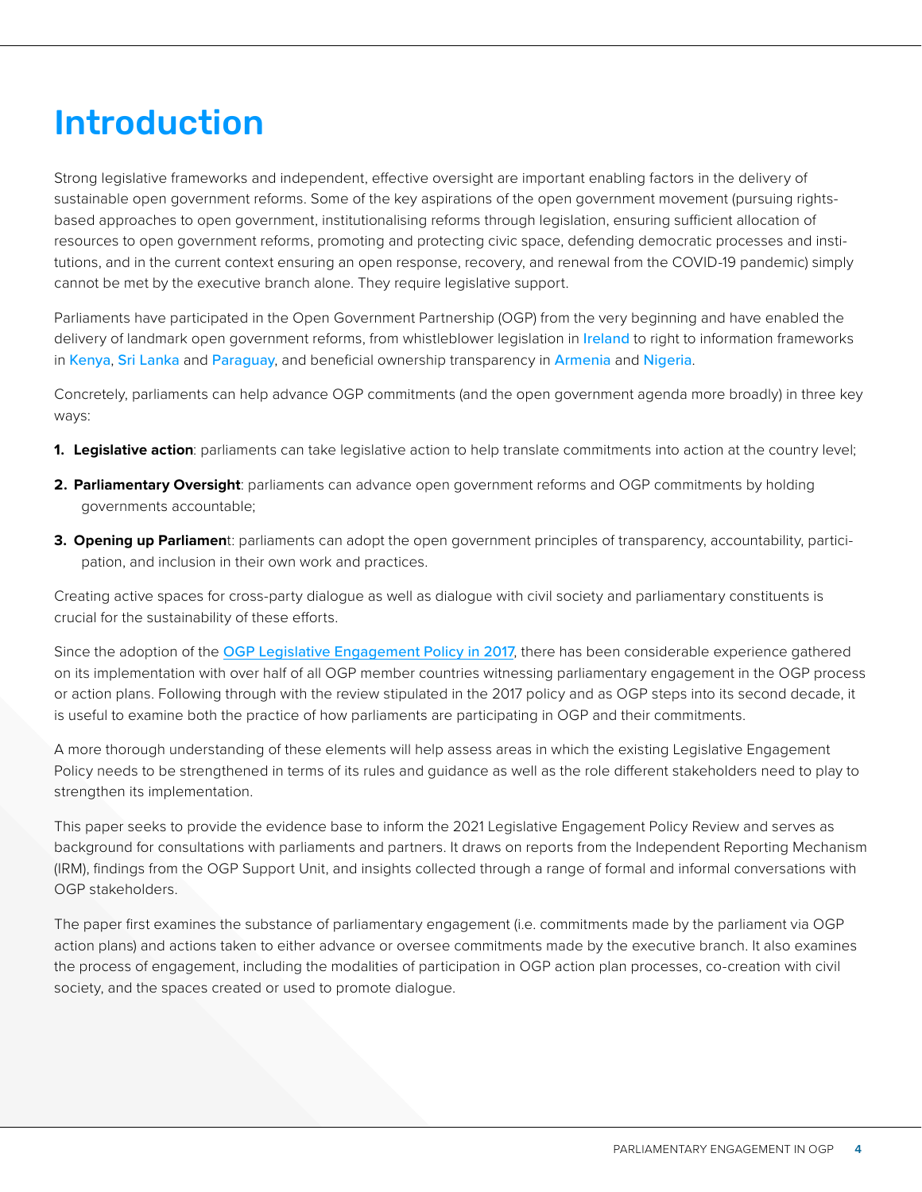# Introduction

Strong legislative frameworks and independent, effective oversight are important enabling factors in the delivery of sustainable open government reforms. Some of the key aspirations of the open government movement (pursuing rights-based approaches to open government, institutionalising reforms through legislation, ensuring sufficient allocation of resources to open government reforms, promoting and protecting civic space, defending democratic processes and institutions, and in the current context ensuring an open response, recovery, and renewal from the COVID-19 pandemic) simply cannot be met by the executive branch alone. They require legislative support.

Parliaments have participated in the Open Government Partnership (OGP) from the very beginning and have enabled the delivery of landmark open government reforms, from whistleblower legislation in Ireland to right to information frameworks in Kenya, Sri Lanka and Paraguay, and beneficial ownership transparency in Armenia and Nigeria.

Concretely, parliaments can help advance OGP commitments (and the open government agenda more broadly) in three key ways:

1. **Legislative action**: parliaments can take legislative action to help translate commitments into action at the country level;
2. **Parliamentary Oversight**: parliaments can advance open government reforms and OGP commitments by holding governments accountable;
3. **Opening up Parliamen**t: parliaments can adopt the open government principles of transparency, accountability, participation, and inclusion in their own work and practices.

Creating active spaces for cross-party dialogue as well as dialogue with civil society and parliamentary constituents is crucial for the sustainability of these efforts.

Since the adoption of the OGP Legislative Engagement Policy in 2017, there has been considerable experience gathered on its implementation with over half of all OGP member countries witnessing parliamentary engagement in the OGP process or action plans. Following through with the review stipulated in the 2017 policy and as OGP steps into its second decade, it is useful to examine both the practice of how parliaments are participating in OGP and their commitments.

A more thorough understanding of these elements will help assess areas in which the existing Legislative Engagement Policy needs to be strengthened in terms of its rules and guidance as well as the role different stakeholders need to play to strengthen its implementation.

This paper seeks to provide the evidence base to inform the 2021 Legislative Engagement Policy Review and serves as background for consultations with parliaments and partners. It draws on reports from the Independent Reporting Mechanism (IRM), findings from the OGP Support Unit, and insights collected through a range of formal and informal conversations with OGP stakeholders.

The paper first examines the substance of parliamentary engagement (i.e. commitments made by the parliament via OGP action plans) and actions taken to either advance or oversee commitments made by the executive branch. It also examines the process of engagement, including the modalities of participation in OGP action plan processes, co-creation with civil society, and the spaces created or used to promote dialogue.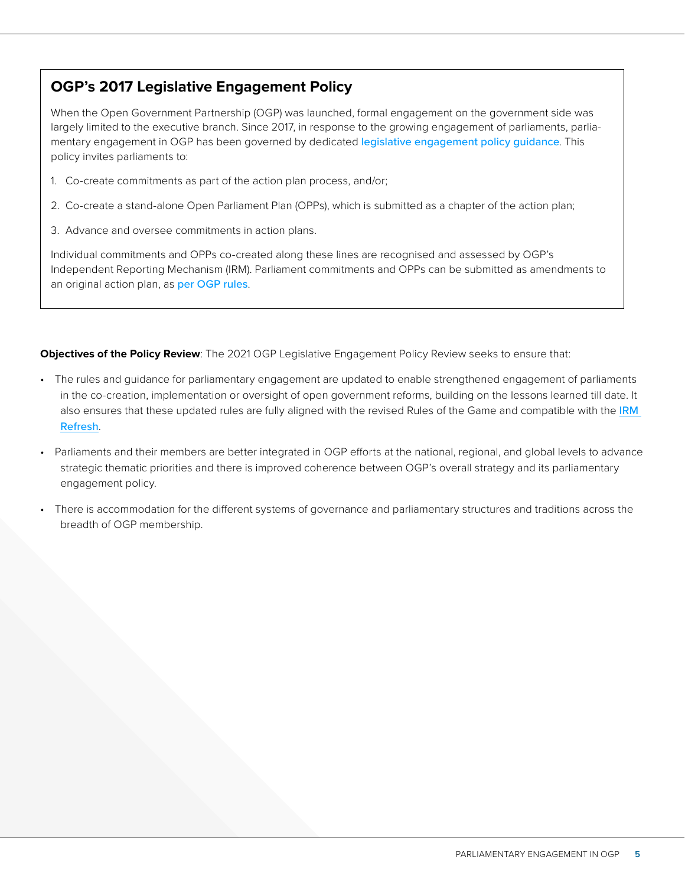## OGP's 2017 Legislative Engagement Policy

When the Open Government Partnership (OGP) was launched, formal engagement on the government side was largely limited to the executive branch. Since 2017, in response to the growing engagement of parliaments, parliamentary engagement in OGP has been governed by dedicated legislative engagement policy guidance. This policy invites parliaments to:

1. Co-create commitments as part of the action plan process, and/or;
2. Co-create a stand-alone Open Parliament Plan (OPPs), which is submitted as a chapter of the action plan;
3. Advance and oversee commitments in action plans.

Individual commitments and OPPs co-created along these lines are recognised and assessed by OGP's Independent Reporting Mechanism (IRM). Parliament commitments and OPPs can be submitted as amendments to an original action plan, as per OGP rules.

**Objectives of the Policy Review**: The 2021 OGP Legislative Engagement Policy Review seeks to ensure that:

- The rules and guidance for parliamentary engagement are updated to enable strengthened engagement of parliaments in the co-creation, implementation or oversight of open government reforms, building on the lessons learned till date. It also ensures that these updated rules are fully aligned with the revised Rules of the Game and compatible with the IRM Refresh.
- Parliaments and their members are better integrated in OGP efforts at the national, regional, and global levels to advance strategic thematic priorities and there is improved coherence between OGP's overall strategy and its parliamentary engagement policy.
- There is accommodation for the different systems of governance and parliamentary structures and traditions across the breadth of OGP membership.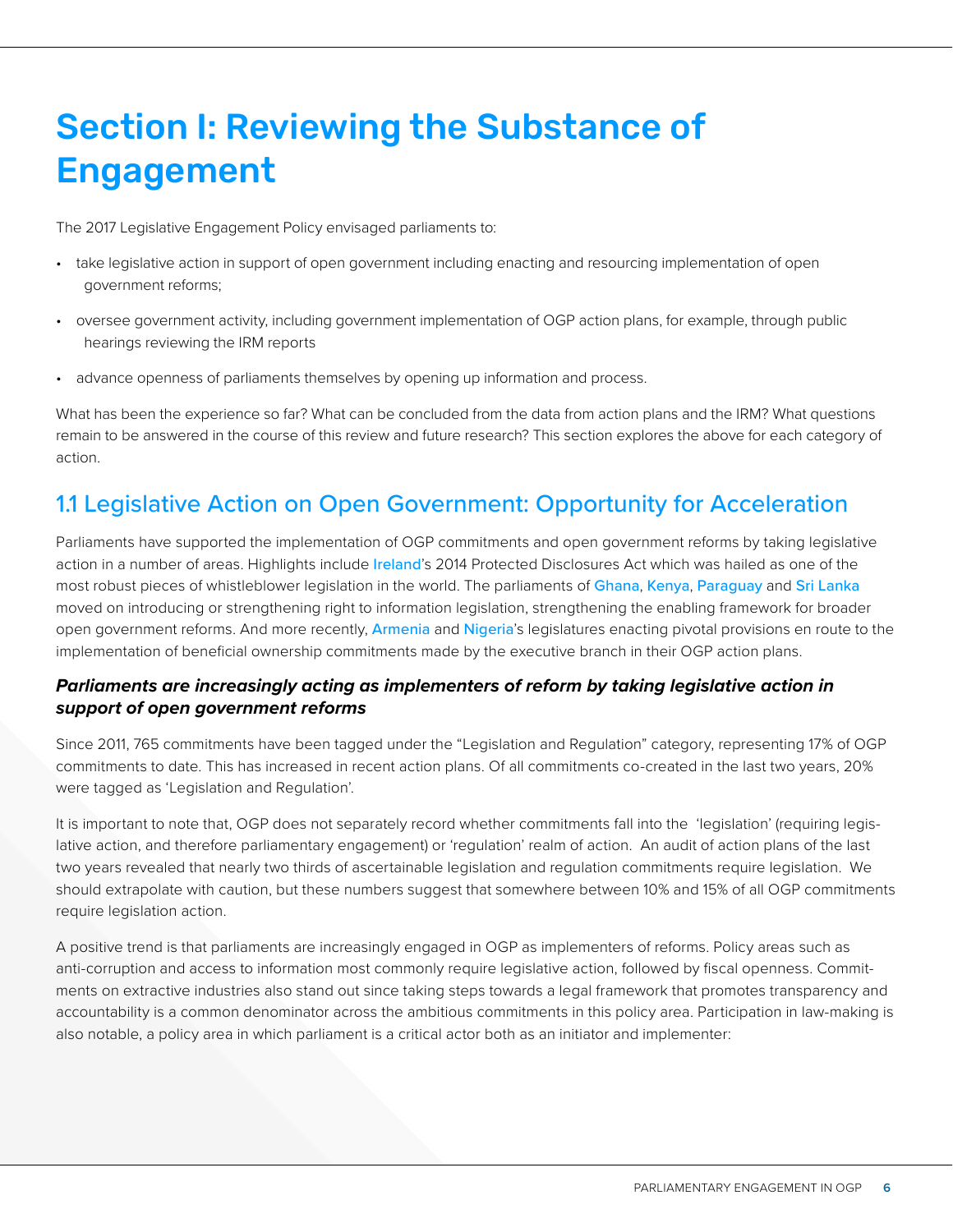# Section I: Reviewing the Substance of Engagement

The 2017 Legislative Engagement Policy envisaged parliaments to:

- take legislative action in support of open government including enacting and resourcing implementation of open government reforms;
- oversee government activity, including government implementation of OGP action plans, for example, through public hearings reviewing the IRM reports
- advance openness of parliaments themselves by opening up information and process.

What has been the experience so far? What can be concluded from the data from action plans and the IRM? What questions remain to be answered in the course of this review and future research? This section explores the above for each category of action.

## 1.1 Legislative Action on Open Government: Opportunity for Acceleration

Parliaments have supported the implementation of OGP commitments and open government reforms by taking legislative action in a number of areas. Highlights include Ireland's 2014 Protected Disclosures Act which was hailed as one of the most robust pieces of whistleblower legislation in the world. The parliaments of Ghana, Kenya, Paraguay and Sri Lanka moved on introducing or strengthening right to information legislation, strengthening the enabling framework for broader open government reforms. And more recently, Armenia and Nigeria's legislatures enacting pivotal provisions en route to the implementation of beneficial ownership commitments made by the executive branch in their OGP action plans.

### *Parliaments are increasingly acting as implementers of reform by taking legislative action in support of open government reforms*

Since 2011, 765 commitments have been tagged under the "Legislation and Regulation" category, representing 17% of OGP commitments to date. This has increased in recent action plans. Of all commitments co-created in the last two years, 20% were tagged as 'Legislation and Regulation'.

It is important to note that, OGP does not separately record whether commitments fall into the 'legislation' (requiring legislative action, and therefore parliamentary engagement) or 'regulation' realm of action. An audit of action plans of the last two years revealed that nearly two thirds of ascertainable legislation and regulation commitments require legislation. We should extrapolate with caution, but these numbers suggest that somewhere between 10% and 15% of all OGP commitments require legislation action.

A positive trend is that parliaments are increasingly engaged in OGP as implementers of reforms. Policy areas such as anti-corruption and access to information most commonly require legislative action, followed by fiscal openness. Commitments on extractive industries also stand out since taking steps towards a legal framework that promotes transparency and accountability is a common denominator across the ambitious commitments in this policy area. Participation in law-making is also notable, a policy area in which parliament is a critical actor both as an initiator and implementer: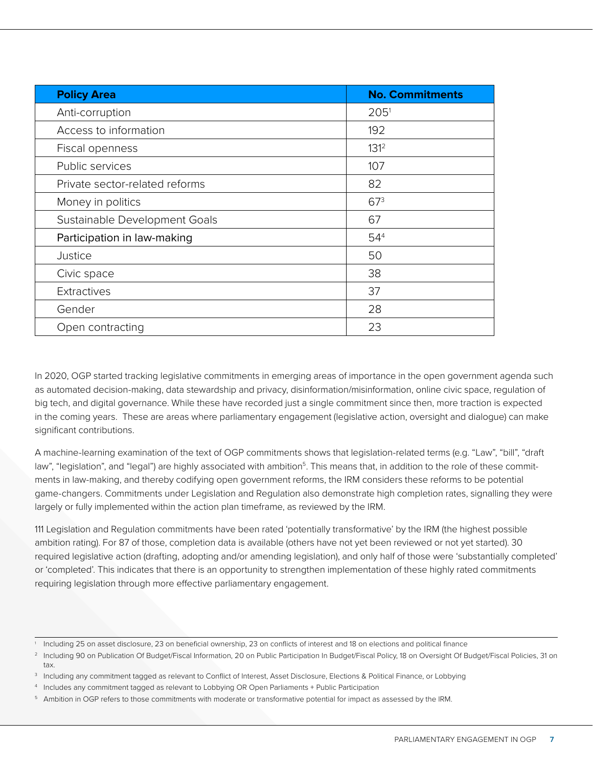| Policy Area | No. Commitments |
| --- | --- |
| Anti-corruption | 205[1] |
| Access to information | 192 |
| Fiscal openness | 131[2] |
| Public services | 107 |
| Private sector-related reforms | 82 |
| Money in politics | 67[3] |
| Sustainable Development Goals | 67 |
| Participation in law-making | 54[4] |
| Justice | 50 |
| Civic space | 38 |
| Extractives | 37 |
| Gender | 28 |
| Open contracting | 23 |

In 2020, OGP started tracking legislative commitments in emerging areas of importance in the open government agenda such as automated decision-making, data stewardship and privacy, disinformation/misinformation, online civic space, regulation of big tech, and digital governance. While these have recorded just a single commitment since then, more traction is expected in the coming years. These are areas where parliamentary engagement (legislative action, oversight and dialogue) can make significant contributions.

A machine-learning examination of the text of OGP commitments shows that legislation-related terms (e.g. "Law", "bill", "draft law", "legislation", and "legal") are highly associated with ambition[5]. This means that, in addition to the role of these commitments in law-making, and thereby codifying open government reforms, the IRM considers these reforms to be potential game-changers. Commitments under Legislation and Regulation also demonstrate high completion rates, signalling they were largely or fully implemented within the action plan timeframe, as reviewed by the IRM.

111 Legislation and Regulation commitments have been rated 'potentially transformative' by the IRM (the highest possible ambition rating). For 87 of those, completion data is available (others have not yet been reviewed or not yet started). 30 required legislative action (drafting, adopting and/or amending legislation), and only half of those were 'substantially completed' or 'completed'. This indicates that there is an opportunity to strengthen implementation of these highly rated commitments requiring legislation through more effective parliamentary engagement.

[1] Including 25 on asset disclosure, 23 on beneficial ownership, 23 on conflicts of interest and 18 on elections and political finance

[2] Including 90 on Publication Of Budget/Fiscal Information, 20 on Public Participation In Budget/Fiscal Policy, 18 on Oversight Of Budget/Fiscal Policies, 31 on tax.

[3] Including any commitment tagged as relevant to Conflict of Interest, Asset Disclosure, Elections & Political Finance, or Lobbying

[4] Includes any commitment tagged as relevant to Lobbying OR Open Parliaments + Public Participation

[5] Ambition in OGP refers to those commitments with moderate or transformative potential for impact as assessed by the IRM.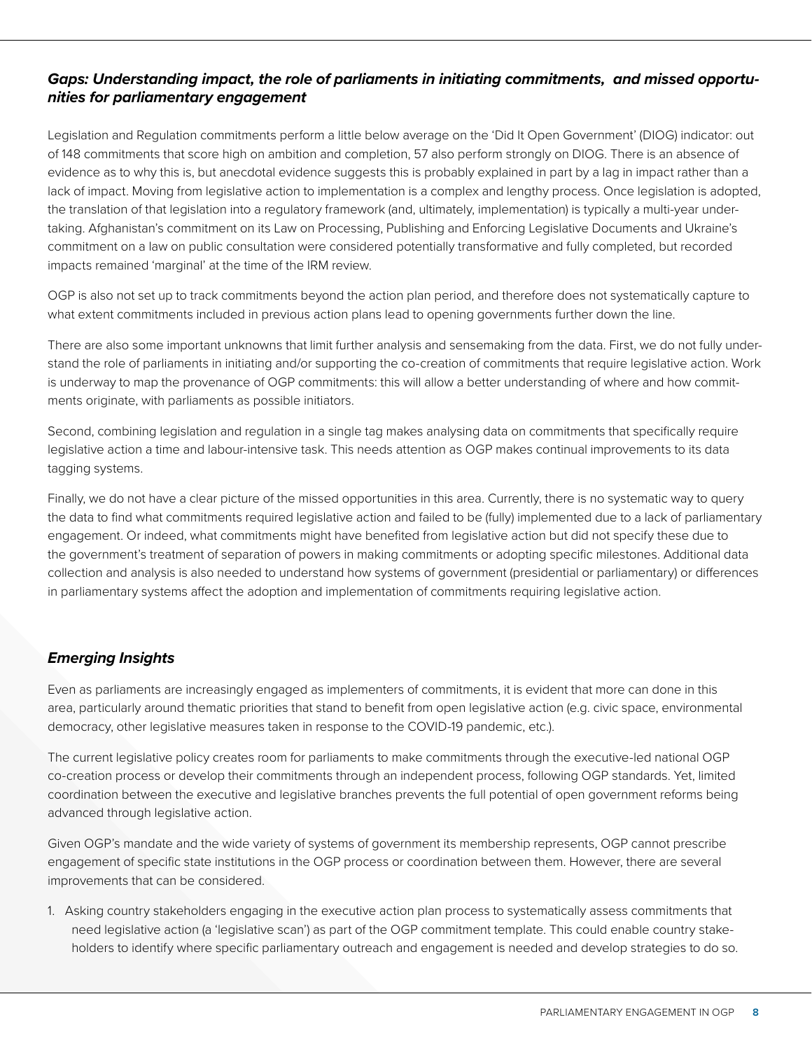### *Gaps: Understanding impact, the role of parliaments in initiating commitments, and missed opportunities for parliamentary engagement*

Legislation and Regulation commitments perform a little below average on the 'Did It Open Government' (DIOG) indicator: out of 148 commitments that score high on ambition and completion, 57 also perform strongly on DIOG. There is an absence of evidence as to why this is, but anecdotal evidence suggests this is probably explained in part by a lag in impact rather than a lack of impact. Moving from legislative action to implementation is a complex and lengthy process. Once legislation is adopted, the translation of that legislation into a regulatory framework (and, ultimately, implementation) is typically a multi-year undertaking. Afghanistan's commitment on its Law on Processing, Publishing and Enforcing Legislative Documents and Ukraine's commitment on a law on public consultation were considered potentially transformative and fully completed, but recorded impacts remained 'marginal' at the time of the IRM review.

OGP is also not set up to track commitments beyond the action plan period, and therefore does not systematically capture to what extent commitments included in previous action plans lead to opening governments further down the line.

There are also some important unknowns that limit further analysis and sensemaking from the data. First, we do not fully understand the role of parliaments in initiating and/or supporting the co-creation of commitments that require legislative action. Work is underway to map the provenance of OGP commitments: this will allow a better understanding of where and how commitments originate, with parliaments as possible initiators.

Second, combining legislation and regulation in a single tag makes analysing data on commitments that specifically require legislative action a time and labour-intensive task. This needs attention as OGP makes continual improvements to its data tagging systems.

Finally, we do not have a clear picture of the missed opportunities in this area. Currently, there is no systematic way to query the data to find what commitments required legislative action and failed to be (fully) implemented due to a lack of parliamentary engagement. Or indeed, what commitments might have benefited from legislative action but did not specify these due to the government's treatment of separation of powers in making commitments or adopting specific milestones. Additional data collection and analysis is also needed to understand how systems of government (presidential or parliamentary) or differences in parliamentary systems affect the adoption and implementation of commitments requiring legislative action.

### *Emerging Insights*

Even as parliaments are increasingly engaged as implementers of commitments, it is evident that more can done in this area, particularly around thematic priorities that stand to benefit from open legislative action (e.g. civic space, environmental democracy, other legislative measures taken in response to the COVID-19 pandemic, etc.).

The current legislative policy creates room for parliaments to make commitments through the executive-led national OGP co-creation process or develop their commitments through an independent process, following OGP standards. Yet, limited coordination between the executive and legislative branches prevents the full potential of open government reforms being advanced through legislative action.

Given OGP's mandate and the wide variety of systems of government its membership represents, OGP cannot prescribe engagement of specific state institutions in the OGP process or coordination between them. However, there are several improvements that can be considered.

1. Asking country stakeholders engaging in the executive action plan process to systematically assess commitments that need legislative action (a 'legislative scan') as part of the OGP commitment template. This could enable country stakeholders to identify where specific parliamentary outreach and engagement is needed and develop strategies to do so.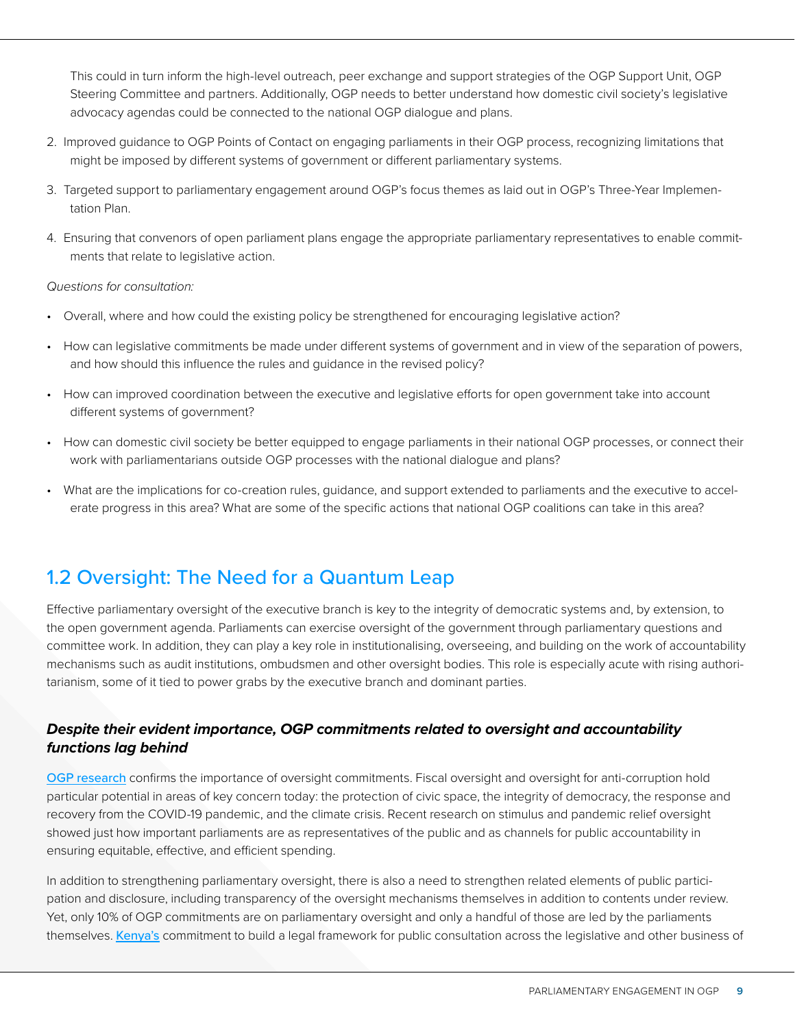This could in turn inform the high-level outreach, peer exchange and support strategies of the OGP Support Unit, OGP Steering Committee and partners. Additionally, OGP needs to better understand how domestic civil society's legislative advocacy agendas could be connected to the national OGP dialogue and plans.

2. Improved guidance to OGP Points of Contact on engaging parliaments in their OGP process, recognizing limitations that might be imposed by different systems of government or different parliamentary systems.
3. Targeted support to parliamentary engagement around OGP's focus themes as laid out in OGP's Three-Year Implementation Plan.
4. Ensuring that convenors of open parliament plans engage the appropriate parliamentary representatives to enable commitments that relate to legislative action.

*Questions for consultation:*

- Overall, where and how could the existing policy be strengthened for encouraging legislative action?
- How can legislative commitments be made under different systems of government and in view of the separation of powers, and how should this influence the rules and guidance in the revised policy?
- How can improved coordination between the executive and legislative efforts for open government take into account different systems of government?
- How can domestic civil society be better equipped to engage parliaments in their national OGP processes, or connect their work with parliamentarians outside OGP processes with the national dialogue and plans?
- What are the implications for co-creation rules, guidance, and support extended to parliaments and the executive to accelerate progress in this area? What are some of the specific actions that national OGP coalitions can take in this area?

## 1.2 Oversight: The Need for a Quantum Leap

Effective parliamentary oversight of the executive branch is key to the integrity of democratic systems and, by extension, to the open government agenda. Parliaments can exercise oversight of the government through parliamentary questions and committee work. In addition, they can play a key role in institutionalising, overseeing, and building on the work of accountability mechanisms such as audit institutions, ombudsmen and other oversight bodies. This role is especially acute with rising authoritarianism, some of it tied to power grabs by the executive branch and dominant parties.

### *Despite their evident importance, OGP commitments related to oversight and accountability functions lag behind*

OGP research confirms the importance of oversight commitments. Fiscal oversight and oversight for anti-corruption hold particular potential in areas of key concern today: the protection of civic space, the integrity of democracy, the response and recovery from the COVID-19 pandemic, and the climate crisis. Recent research on stimulus and pandemic relief oversight showed just how important parliaments are as representatives of the public and as channels for public accountability in ensuring equitable, effective, and efficient spending.

In addition to strengthening parliamentary oversight, there is also a need to strengthen related elements of public participation and disclosure, including transparency of the oversight mechanisms themselves in addition to contents under review. Yet, only 10% of OGP commitments are on parliamentary oversight and only a handful of those are led by the parliaments themselves. Kenya's commitment to build a legal framework for public consultation across the legislative and other business of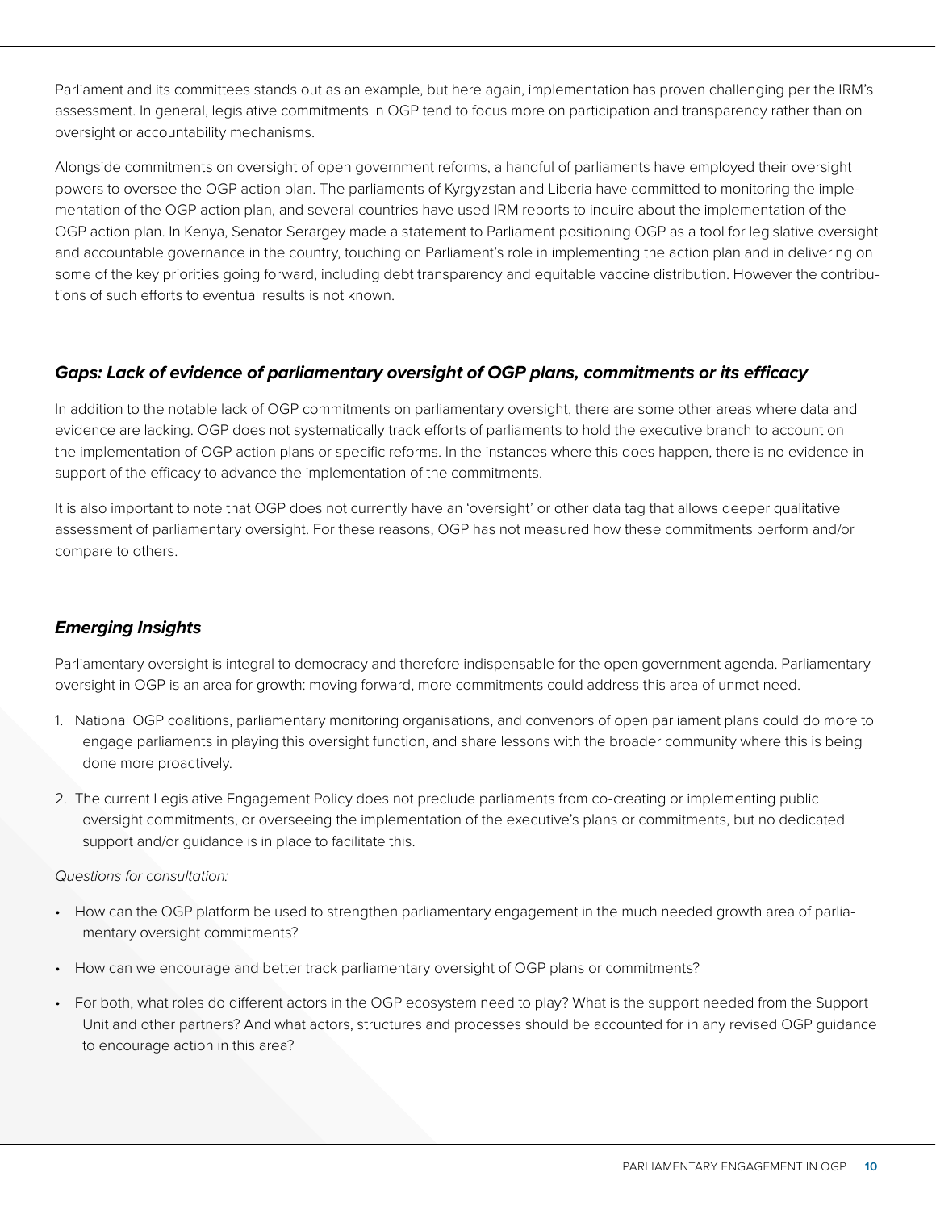Parliament and its committees stands out as an example, but here again, implementation has proven challenging per the IRM's assessment. In general, legislative commitments in OGP tend to focus more on participation and transparency rather than on oversight or accountability mechanisms.

Alongside commitments on oversight of open government reforms, a handful of parliaments have employed their oversight powers to oversee the OGP action plan. The parliaments of Kyrgyzstan and Liberia have committed to monitoring the implementation of the OGP action plan, and several countries have used IRM reports to inquire about the implementation of the OGP action plan. In Kenya, Senator Serargey made a statement to Parliament positioning OGP as a tool for legislative oversight and accountable governance in the country, touching on Parliament's role in implementing the action plan and in delivering on some of the key priorities going forward, including debt transparency and equitable vaccine distribution. However the contributions of such efforts to eventual results is not known.

### *Gaps: Lack of evidence of parliamentary oversight of OGP plans, commitments or its efficacy*

In addition to the notable lack of OGP commitments on parliamentary oversight, there are some other areas where data and evidence are lacking. OGP does not systematically track efforts of parliaments to hold the executive branch to account on the implementation of OGP action plans or specific reforms. In the instances where this does happen, there is no evidence in support of the efficacy to advance the implementation of the commitments.

It is also important to note that OGP does not currently have an 'oversight' or other data tag that allows deeper qualitative assessment of parliamentary oversight. For these reasons, OGP has not measured how these commitments perform and/or compare to others.

### *Emerging Insights*

Parliamentary oversight is integral to democracy and therefore indispensable for the open government agenda. Parliamentary oversight in OGP is an area for growth: moving forward, more commitments could address this area of unmet need.

1. National OGP coalitions, parliamentary monitoring organisations, and convenors of open parliament plans could do more to engage parliaments in playing this oversight function, and share lessons with the broader community where this is being done more proactively.
2. The current Legislative Engagement Policy does not preclude parliaments from co-creating or implementing public oversight commitments, or overseeing the implementation of the executive's plans or commitments, but no dedicated support and/or guidance is in place to facilitate this.

*Questions for consultation:*

- How can the OGP platform be used to strengthen parliamentary engagement in the much needed growth area of parliamentary oversight commitments?
- How can we encourage and better track parliamentary oversight of OGP plans or commitments?
- For both, what roles do different actors in the OGP ecosystem need to play? What is the support needed from the Support Unit and other partners? And what actors, structures and processes should be accounted for in any revised OGP guidance to encourage action in this area?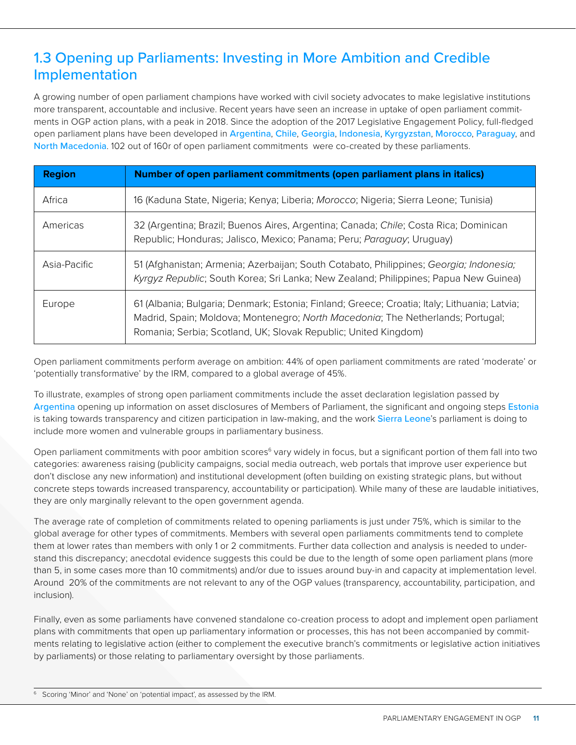## 1.3 Opening up Parliaments: Investing in More Ambition and Credible Implementation

A growing number of open parliament champions have worked with civil society advocates to make legislative institutions more transparent, accountable and inclusive. Recent years have seen an increase in uptake of open parliament commitments in OGP action plans, with a peak in 2018. Since the adoption of the 2017 Legislative Engagement Policy, full-fledged open parliament plans have been developed in Argentina, Chile, Georgia, Indonesia, Kyrgyzstan, Morocco, Paraguay, and North Macedonia. 102 out of 160r of open parliament commitments were co-created by these parliaments.

| Region | Number of open parliament commitments (open parliament plans in italics) |
|---|---|
| Africa | 16 (Kaduna State, Nigeria; Kenya; Liberia; *Morocco*; Nigeria; Sierra Leone; Tunisia) |
| Americas | 32 (Argentina; Brazil; Buenos Aires, Argentina; Canada; *Chile*; Costa Rica; Dominican Republic; Honduras; Jalisco, Mexico; Panama; Peru; *Paraguay*; Uruguay) |
| Asia-Pacific | 51 (Afghanistan; Armenia; Azerbaijan; South Cotabato, Philippines; *Georgia; Indonesia; Kyrgyz Republic*; South Korea; Sri Lanka; New Zealand; Philippines; Papua New Guinea) |
| Europe | 61 (Albania; Bulgaria; Denmark; Estonia; Finland; Greece; Croatia; Italy; Lithuania; Latvia; Madrid, Spain; Moldova; Montenegro; *North Macedonia*; The Netherlands; Portugal; Romania; Serbia; Scotland, UK; Slovak Republic; United Kingdom) |

Open parliament commitments perform average on ambition: 44% of open parliament commitments are rated 'moderate' or 'potentially transformative' by the IRM, compared to a global average of 45%.

To illustrate, examples of strong open parliament commitments include the asset declaration legislation passed by Argentina opening up information on asset disclosures of Members of Parliament, the significant and ongoing steps Estonia is taking towards transparency and citizen participation in law-making, and the work Sierra Leone's parliament is doing to include more women and vulnerable groups in parliamentary business.

Open parliament commitments with poor ambition scores[6] vary widely in focus, but a significant portion of them fall into two categories: awareness raising (publicity campaigns, social media outreach, web portals that improve user experience but don't disclose any new information) and institutional development (often building on existing strategic plans, but without concrete steps towards increased transparency, accountability or participation). While many of these are laudable initiatives, they are only marginally relevant to the open government agenda.

The average rate of completion of commitments related to opening parliaments is just under 75%, which is similar to the global average for other types of commitments. Members with several open parliaments commitments tend to complete them at lower rates than members with only 1 or 2 commitments. Further data collection and analysis is needed to understand this discrepancy; anecdotal evidence suggests this could be due to the length of some open parliament plans (more than 5, in some cases more than 10 commitments) and/or due to issues around buy-in and capacity at implementation level. Around 20% of the commitments are not relevant to any of the OGP values (transparency, accountability, participation, and inclusion).

Finally, even as some parliaments have convened standalone co-creation process to adopt and implement open parliament plans with commitments that open up parliamentary information or processes, this has not been accompanied by commitments relating to legislative action (either to complement the executive branch's commitments or legislative action initiatives by parliaments) or those relating to parliamentary oversight by those parliaments.

[6] Scoring 'Minor' and 'None' on 'potential impact', as assessed by the IRM.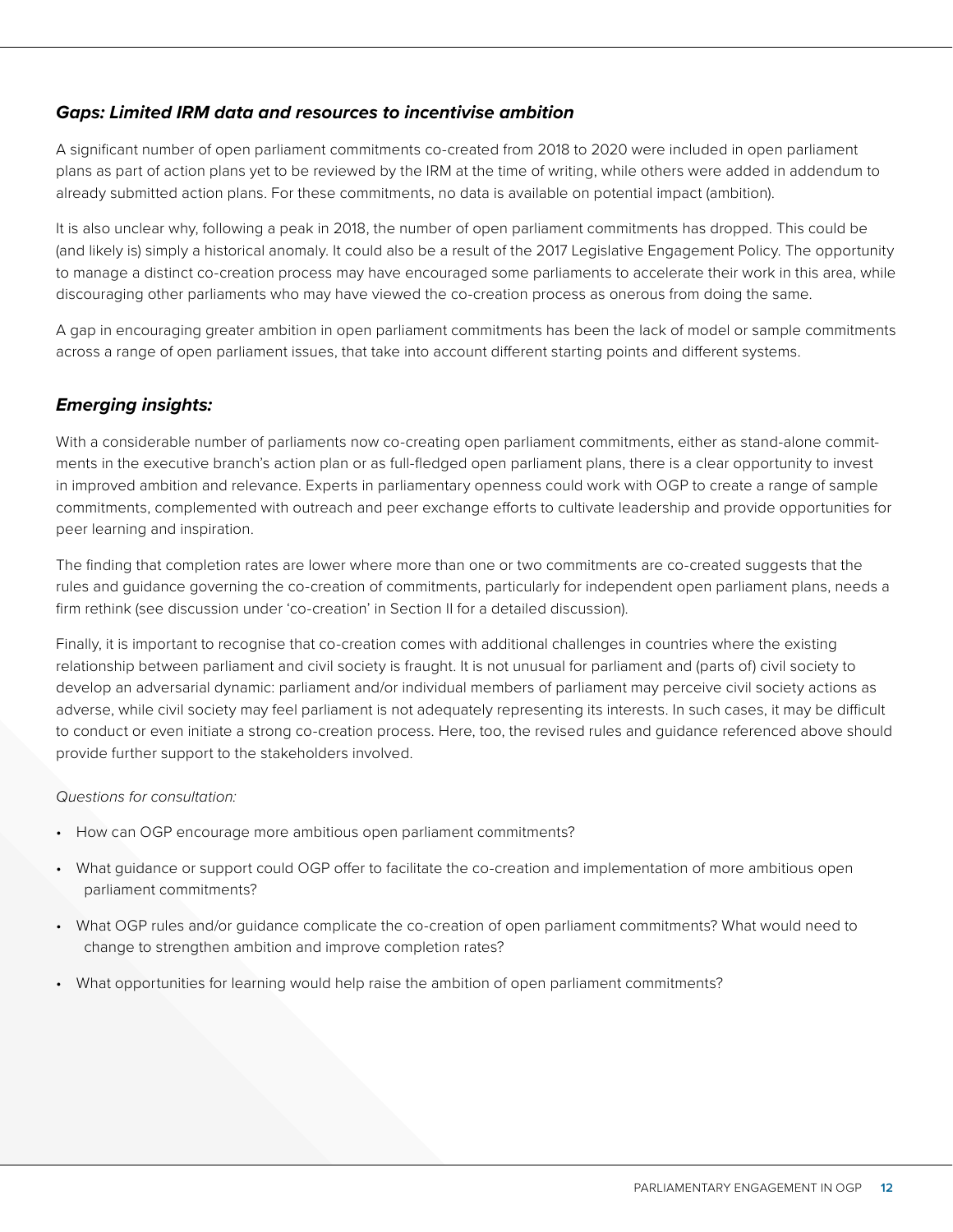### *Gaps: Limited IRM data and resources to incentivise ambition*

A significant number of open parliament commitments co-created from 2018 to 2020 were included in open parliament plans as part of action plans yet to be reviewed by the IRM at the time of writing, while others were added in addendum to already submitted action plans. For these commitments, no data is available on potential impact (ambition).

It is also unclear why, following a peak in 2018, the number of open parliament commitments has dropped. This could be (and likely is) simply a historical anomaly. It could also be a result of the 2017 Legislative Engagement Policy. The opportunity to manage a distinct co-creation process may have encouraged some parliaments to accelerate their work in this area, while discouraging other parliaments who may have viewed the co-creation process as onerous from doing the same.

A gap in encouraging greater ambition in open parliament commitments has been the lack of model or sample commitments across a range of open parliament issues, that take into account different starting points and different systems.

### *Emerging insights:*

With a considerable number of parliaments now co-creating open parliament commitments, either as stand-alone commitments in the executive branch's action plan or as full-fledged open parliament plans, there is a clear opportunity to invest in improved ambition and relevance. Experts in parliamentary openness could work with OGP to create a range of sample commitments, complemented with outreach and peer exchange efforts to cultivate leadership and provide opportunities for peer learning and inspiration.

The finding that completion rates are lower where more than one or two commitments are co-created suggests that the rules and guidance governing the co-creation of commitments, particularly for independent open parliament plans, needs a firm rethink (see discussion under 'co-creation' in Section II for a detailed discussion).

Finally, it is important to recognise that co-creation comes with additional challenges in countries where the existing relationship between parliament and civil society is fraught. It is not unusual for parliament and (parts of) civil society to develop an adversarial dynamic: parliament and/or individual members of parliament may perceive civil society actions as adverse, while civil society may feel parliament is not adequately representing its interests. In such cases, it may be difficult to conduct or even initiate a strong co-creation process. Here, too, the revised rules and guidance referenced above should provide further support to the stakeholders involved.

*Questions for consultation:*

- How can OGP encourage more ambitious open parliament commitments?
- What guidance or support could OGP offer to facilitate the co-creation and implementation of more ambitious open parliament commitments?
- What OGP rules and/or guidance complicate the co-creation of open parliament commitments? What would need to change to strengthen ambition and improve completion rates?
- What opportunities for learning would help raise the ambition of open parliament commitments?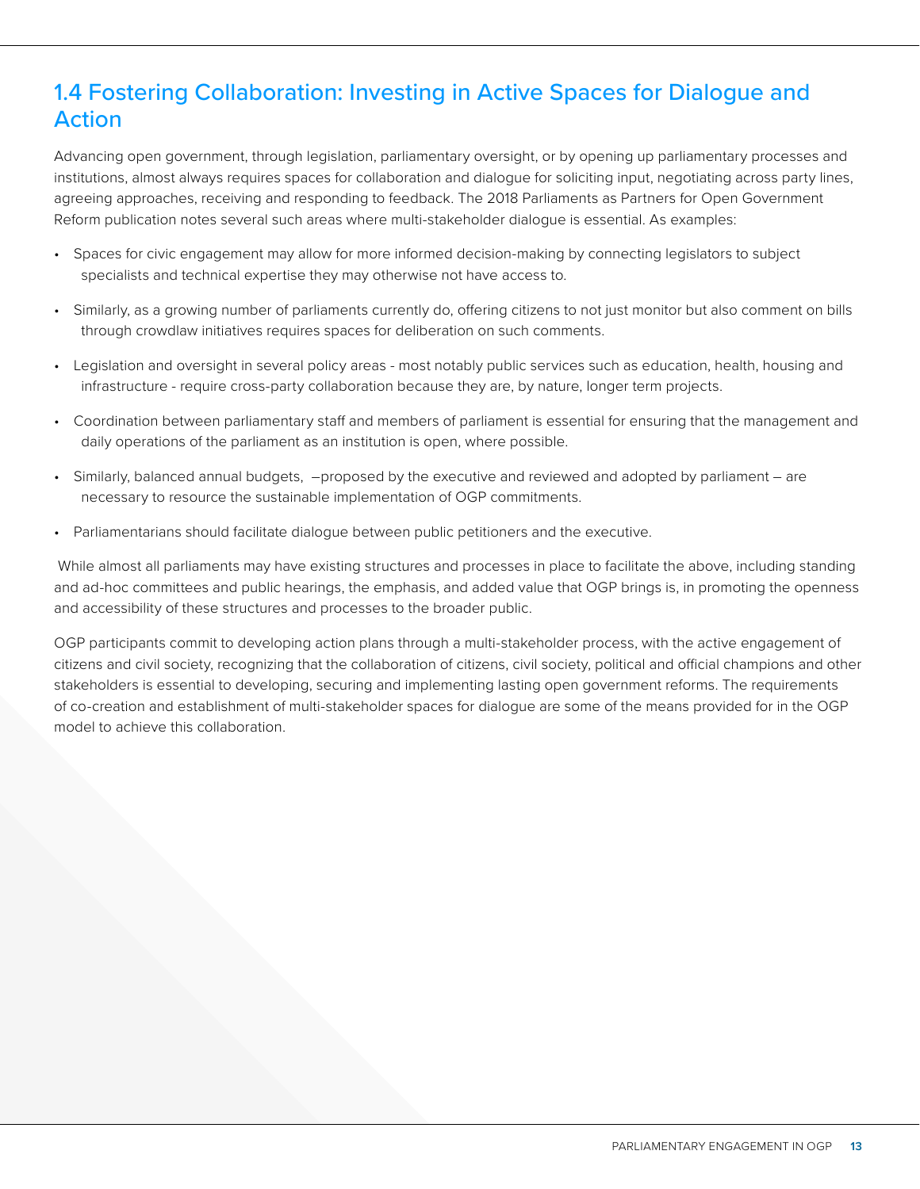## 1.4 Fostering Collaboration: Investing in Active Spaces for Dialogue and Action

Advancing open government, through legislation, parliamentary oversight, or by opening up parliamentary processes and institutions, almost always requires spaces for collaboration and dialogue for soliciting input, negotiating across party lines, agreeing approaches, receiving and responding to feedback. The 2018 Parliaments as Partners for Open Government Reform publication notes several such areas where multi-stakeholder dialogue is essential. As examples:

- Spaces for civic engagement may allow for more informed decision-making by connecting legislators to subject specialists and technical expertise they may otherwise not have access to.
- Similarly, as a growing number of parliaments currently do, offering citizens to not just monitor but also comment on bills through crowdlaw initiatives requires spaces for deliberation on such comments.
- Legislation and oversight in several policy areas - most notably public services such as education, health, housing and infrastructure - require cross-party collaboration because they are, by nature, longer term projects.
- Coordination between parliamentary staff and members of parliament is essential for ensuring that the management and daily operations of the parliament as an institution is open, where possible.
- Similarly, balanced annual budgets, –proposed by the executive and reviewed and adopted by parliament – are necessary to resource the sustainable implementation of OGP commitments.
- Parliamentarians should facilitate dialogue between public petitioners and the executive.

While almost all parliaments may have existing structures and processes in place to facilitate the above, including standing and ad-hoc committees and public hearings, the emphasis, and added value that OGP brings is, in promoting the openness and accessibility of these structures and processes to the broader public.

OGP participants commit to developing action plans through a multi-stakeholder process, with the active engagement of citizens and civil society, recognizing that the collaboration of citizens, civil society, political and official champions and other stakeholders is essential to developing, securing and implementing lasting open government reforms. The requirements of co-creation and establishment of multi-stakeholder spaces for dialogue are some of the means provided for in the OGP model to achieve this collaboration.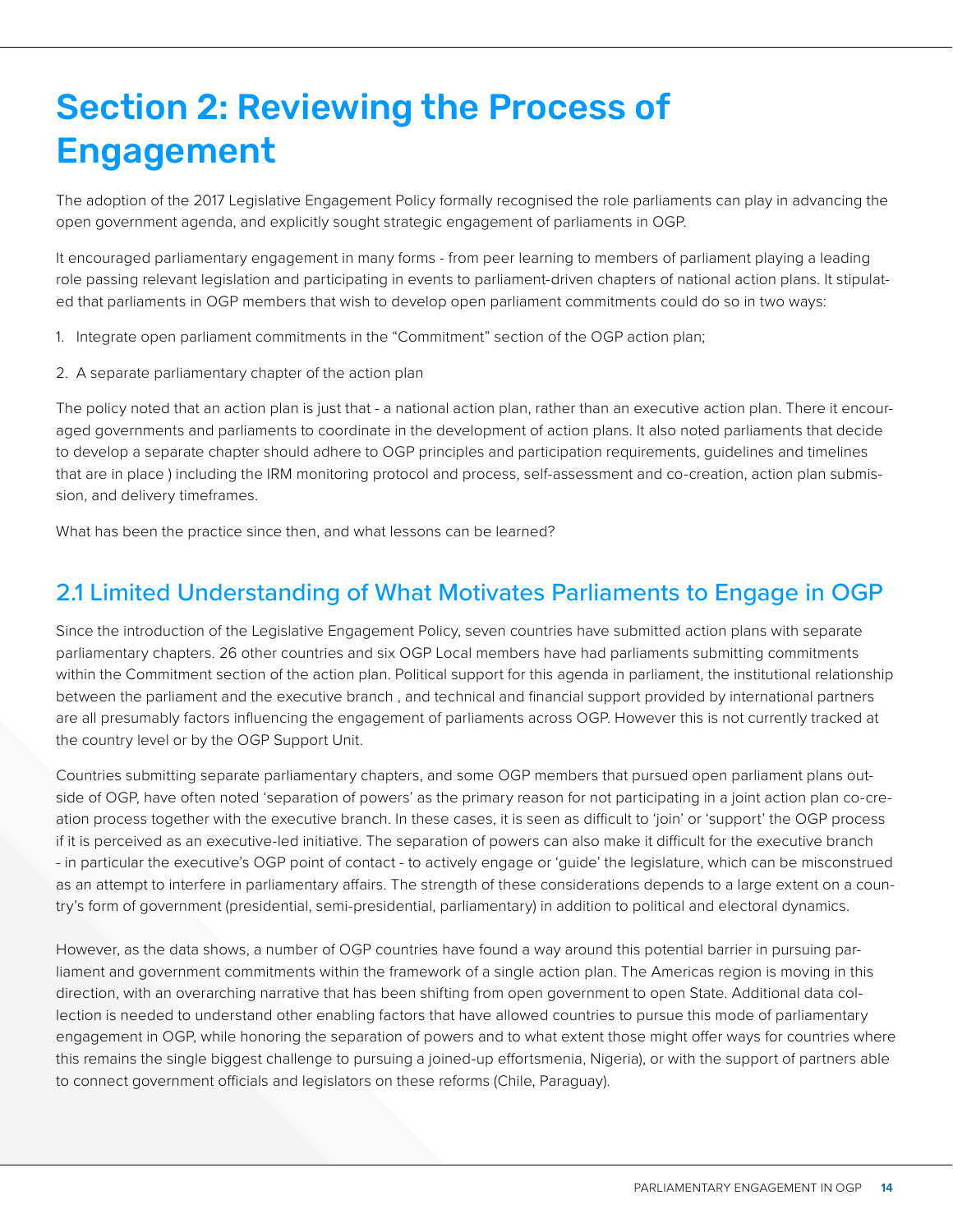# Section 2: Reviewing the Process of Engagement

The adoption of the 2017 Legislative Engagement Policy formally recognised the role parliaments can play in advancing the open government agenda, and explicitly sought strategic engagement of parliaments in OGP.

It encouraged parliamentary engagement in many forms - from peer learning to members of parliament playing a leading role passing relevant legislation and participating in events to parliament-driven chapters of national action plans. It stipulated that parliaments in OGP members that wish to develop open parliament commitments could do so in two ways:

1. Integrate open parliament commitments in the "Commitment" section of the OGP action plan;
2. A separate parliamentary chapter of the action plan

The policy noted that an action plan is just that - a national action plan, rather than an executive action plan. There it encouraged governments and parliaments to coordinate in the development of action plans. It also noted parliaments that decide to develop a separate chapter should adhere to OGP principles and participation requirements, guidelines and timelines that are in place ) including the IRM monitoring protocol and process, self-assessment and co-creation, action plan submission, and delivery timeframes.

What has been the practice since then, and what lessons can be learned?

## 2.1 Limited Understanding of What Motivates Parliaments to Engage in OGP

Since the introduction of the Legislative Engagement Policy, seven countries have submitted action plans with separate parliamentary chapters. 26 other countries and six OGP Local members have had parliaments submitting commitments within the Commitment section of the action plan. Political support for this agenda in parliament, the institutional relationship between the parliament and the executive branch , and technical and financial support provided by international partners are all presumably factors influencing the engagement of parliaments across OGP. However this is not currently tracked at the country level or by the OGP Support Unit.

Countries submitting separate parliamentary chapters, and some OGP members that pursued open parliament plans outside of OGP, have often noted 'separation of powers' as the primary reason for not participating in a joint action plan co-creation process together with the executive branch. In these cases, it is seen as difficult to 'join' or 'support' the OGP process if it is perceived as an executive-led initiative. The separation of powers can also make it difficult for the executive branch - in particular the executive's OGP point of contact - to actively engage or 'guide' the legislature, which can be misconstrued as an attempt to interfere in parliamentary affairs. The strength of these considerations depends to a large extent on a country's form of government (presidential, semi-presidential, parliamentary) in addition to political and electoral dynamics.

However, as the data shows, a number of OGP countries have found a way around this potential barrier in pursuing parliament and government commitments within the framework of a single action plan. The Americas region is moving in this direction, with an overarching narrative that has been shifting from open government to open State. Additional data collection is needed to understand other enabling factors that have allowed countries to pursue this mode of parliamentary engagement in OGP, while honoring the separation of powers and to what extent those might offer ways for countries where this remains the single biggest challenge to pursuing a joined-up effortsmenia, Nigeria), or with the support of partners able to connect government officials and legislators on these reforms (Chile, Paraguay).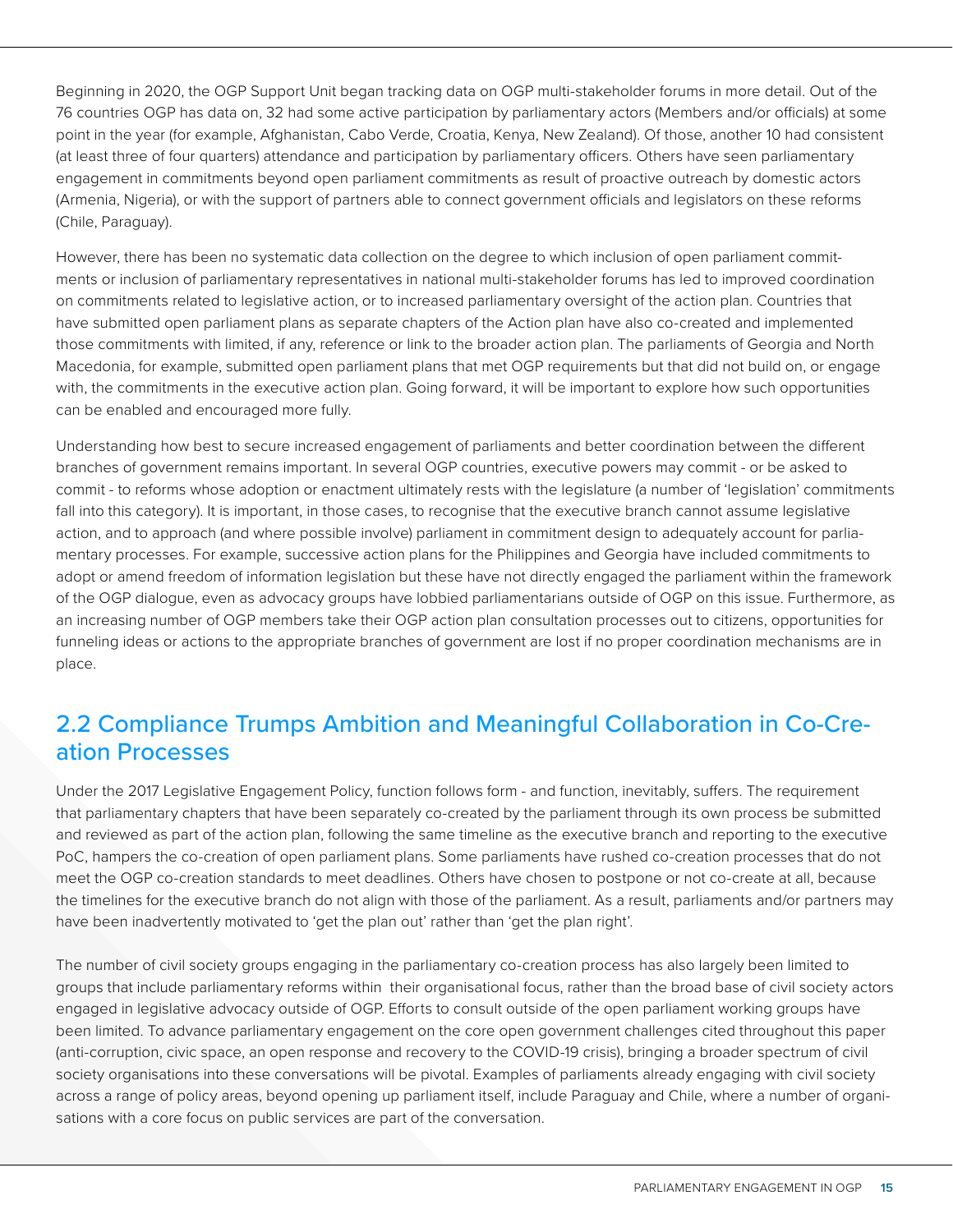Beginning in 2020, the OGP Support Unit began tracking data on OGP multi-stakeholder forums in more detail. Out of the 76 countries OGP has data on, 32 had some active participation by parliamentary actors (Members and/or officials) at some point in the year (for example, Afghanistan, Cabo Verde, Croatia, Kenya, New Zealand). Of those, another 10 had consistent (at least three of four quarters) attendance and participation by parliamentary officers. Others have seen parliamentary engagement in commitments beyond open parliament commitments as result of proactive outreach by domestic actors (Armenia, Nigeria), or with the support of partners able to connect government officials and legislators on these reforms (Chile, Paraguay).

However, there has been no systematic data collection on the degree to which inclusion of open parliament commitments or inclusion of parliamentary representatives in national multi-stakeholder forums has led to improved coordination on commitments related to legislative action, or to increased parliamentary oversight of the action plan. Countries that have submitted open parliament plans as separate chapters of the Action plan have also co-created and implemented those commitments with limited, if any, reference or link to the broader action plan. The parliaments of Georgia and North Macedonia, for example, submitted open parliament plans that met OGP requirements but that did not build on, or engage with, the commitments in the executive action plan. Going forward, it will be important to explore how such opportunities can be enabled and encouraged more fully.

Understanding how best to secure increased engagement of parliaments and better coordination between the different branches of government remains important. In several OGP countries, executive powers may commit - or be asked to commit - to reforms whose adoption or enactment ultimately rests with the legislature (a number of 'legislation' commitments fall into this category). It is important, in those cases, to recognise that the executive branch cannot assume legislative action, and to approach (and where possible involve) parliament in commitment design to adequately account for parliamentary processes. For example, successive action plans for the Philippines and Georgia have included commitments to adopt or amend freedom of information legislation but these have not directly engaged the parliament within the framework of the OGP dialogue, even as advocacy groups have lobbied parliamentarians outside of OGP on this issue. Furthermore, as an increasing number of OGP members take their OGP action plan consultation processes out to citizens, opportunities for funneling ideas or actions to the appropriate branches of government are lost if no proper coordination mechanisms are in place.

## 2.2 Compliance Trumps Ambition and Meaningful Collaboration in Co-Creation Processes

Under the 2017 Legislative Engagement Policy, function follows form - and function, inevitably, suffers. The requirement that parliamentary chapters that have been separately co-created by the parliament through its own process be submitted and reviewed as part of the action plan, following the same timeline as the executive branch and reporting to the executive PoC, hampers the co-creation of open parliament plans. Some parliaments have rushed co-creation processes that do not meet the OGP co-creation standards to meet deadlines. Others have chosen to postpone or not co-create at all, because the timelines for the executive branch do not align with those of the parliament. As a result, parliaments and/or partners may have been inadvertently motivated to 'get the plan out' rather than 'get the plan right'.

The number of civil society groups engaging in the parliamentary co-creation process has also largely been limited to groups that include parliamentary reforms within their organisational focus, rather than the broad base of civil society actors engaged in legislative advocacy outside of OGP. Efforts to consult outside of the open parliament working groups have been limited. To advance parliamentary engagement on the core open government challenges cited throughout this paper (anti-corruption, civic space, an open response and recovery to the COVID-19 crisis), bringing a broader spectrum of civil society organisations into these conversations will be pivotal. Examples of parliaments already engaging with civil society across a range of policy areas, beyond opening up parliament itself, include Paraguay and Chile, where a number of organisations with a core focus on public services are part of the conversation.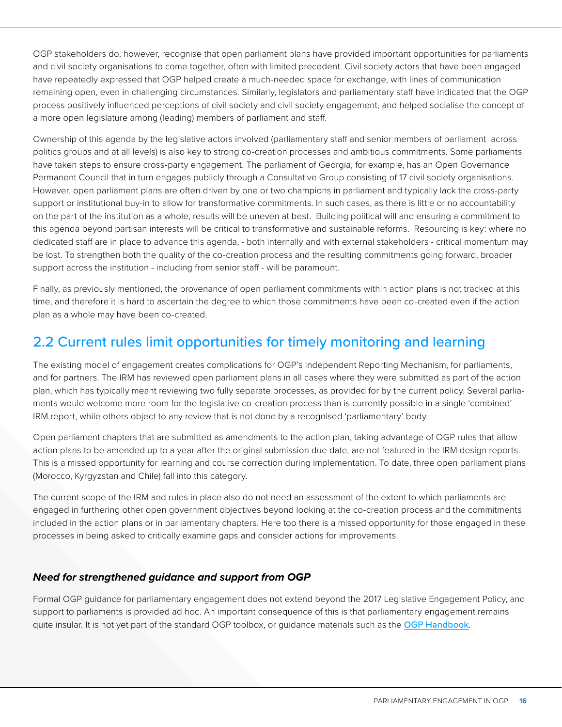OGP stakeholders do, however, recognise that open parliament plans have provided important opportunities for parliaments and civil society organisations to come together, often with limited precedent. Civil society actors that have been engaged have repeatedly expressed that OGP helped create a much-needed space for exchange, with lines of communication remaining open, even in challenging circumstances. Similarly, legislators and parliamentary staff have indicated that the OGP process positively influenced perceptions of civil society and civil society engagement, and helped socialise the concept of a more open legislature among (leading) members of parliament and staff.

Ownership of this agenda by the legislative actors involved (parliamentary staff and senior members of parliament across politics groups and at all levels) is also key to strong co-creation processes and ambitious commitments. Some parliaments have taken steps to ensure cross-party engagement. The parliament of Georgia, for example, has an Open Governance Permanent Council that in turn engages publicly through a Consultative Group consisting of 17 civil society organisations. However, open parliament plans are often driven by one or two champions in parliament and typically lack the cross-party support or institutional buy-in to allow for transformative commitments. In such cases, as there is little or no accountability on the part of the institution as a whole, results will be uneven at best. Building political will and ensuring a commitment to this agenda beyond partisan interests will be critical to transformative and sustainable reforms. Resourcing is key: where no dedicated staff are in place to advance this agenda, - both internally and with external stakeholders - critical momentum may be lost. To strengthen both the quality of the co-creation process and the resulting commitments going forward, broader support across the institution - including from senior staff - will be paramount.

Finally, as previously mentioned, the provenance of open parliament commitments within action plans is not tracked at this time, and therefore it is hard to ascertain the degree to which those commitments have been co-created even if the action plan as a whole may have been co-created.

## 2.2 Current rules limit opportunities for timely monitoring and learning

The existing model of engagement creates complications for OGP's Independent Reporting Mechanism, for parliaments, and for partners. The IRM has reviewed open parliament plans in all cases where they were submitted as part of the action plan, which has typically meant reviewing two fully separate processes, as provided for by the current policy. Several parliaments would welcome more room for the legislative co-creation process than is currently possible in a single 'combined' IRM report, while others object to any review that is not done by a recognised 'parliamentary' body.

Open parliament chapters that are submitted as amendments to the action plan, taking advantage of OGP rules that allow action plans to be amended up to a year after the original submission due date, are not featured in the IRM design reports. This is a missed opportunity for learning and course correction during implementation. To date, three open parliament plans (Morocco, Kyrgyzstan and Chile) fall into this category.

The current scope of the IRM and rules in place also do not need an assessment of the extent to which parliaments are engaged in furthering other open government objectives beyond looking at the co-creation process and the commitments included in the action plans or in parliamentary chapters. Here too there is a missed opportunity for those engaged in these processes in being asked to critically examine gaps and consider actions for improvements.

### *Need for strengthened guidance and support from OGP*

Formal OGP guidance for parliamentary engagement does not extend beyond the 2017 Legislative Engagement Policy, and support to parliaments is provided ad hoc. An important consequence of this is that parliamentary engagement remains quite insular. It is not yet part of the standard OGP toolbox, or guidance materials such as the OGP Handbook.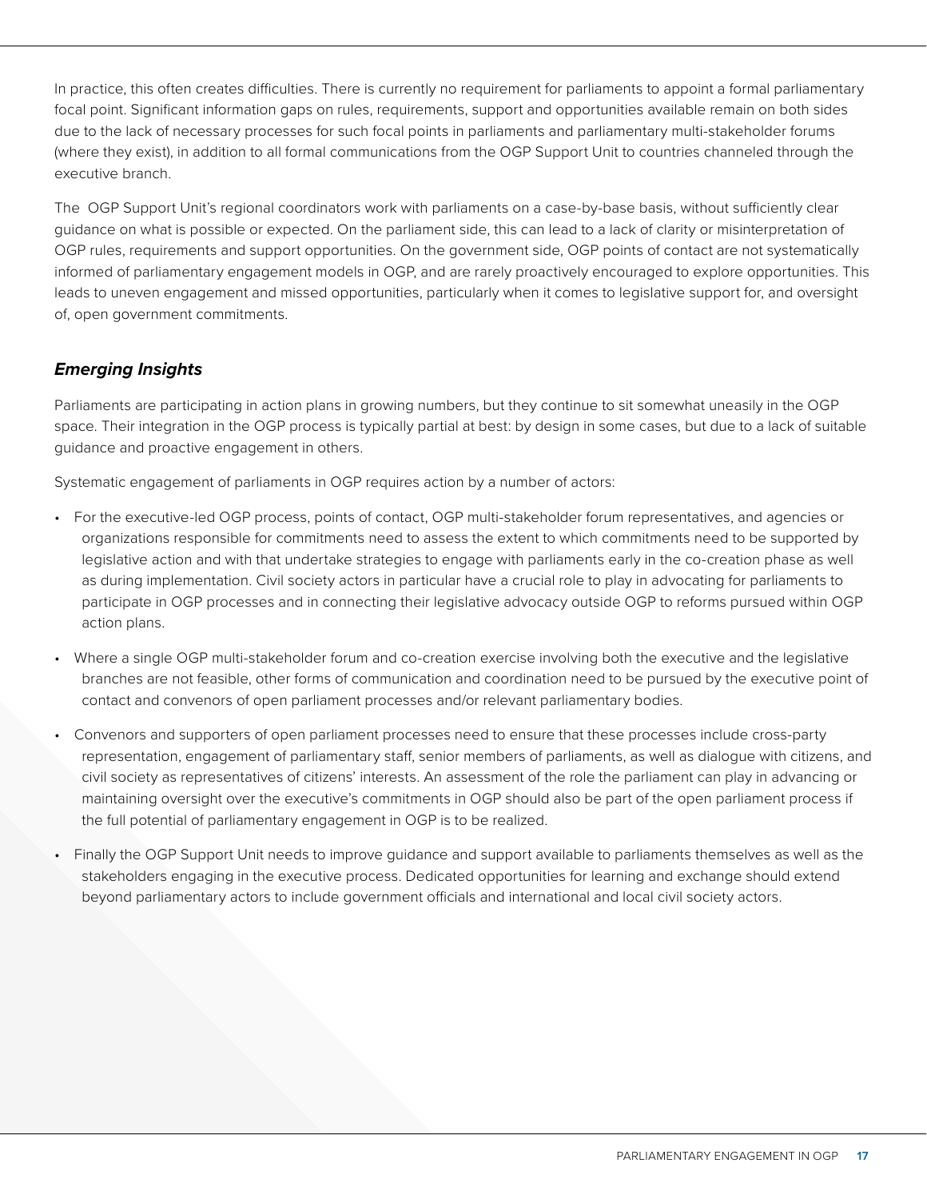In practice, this often creates difficulties. There is currently no requirement for parliaments to appoint a formal parliamentary focal point. Significant information gaps on rules, requirements, support and opportunities available remain on both sides due to the lack of necessary processes for such focal points in parliaments and parliamentary multi-stakeholder forums (where they exist), in addition to all formal communications from the OGP Support Unit to countries channeled through the executive branch.

The OGP Support Unit's regional coordinators work with parliaments on a case-by-base basis, without sufficiently clear guidance on what is possible or expected. On the parliament side, this can lead to a lack of clarity or misinterpretation of OGP rules, requirements and support opportunities. On the government side, OGP points of contact are not systematically informed of parliamentary engagement models in OGP, and are rarely proactively encouraged to explore opportunities. This leads to uneven engagement and missed opportunities, particularly when it comes to legislative support for, and oversight of, open government commitments.

### *Emerging Insights*

Parliaments are participating in action plans in growing numbers, but they continue to sit somewhat uneasily in the OGP space. Their integration in the OGP process is typically partial at best: by design in some cases, but due to a lack of suitable guidance and proactive engagement in others.

Systematic engagement of parliaments in OGP requires action by a number of actors:

- For the executive-led OGP process, points of contact, OGP multi-stakeholder forum representatives, and agencies or organizations responsible for commitments need to assess the extent to which commitments need to be supported by legislative action and with that undertake strategies to engage with parliaments early in the co-creation phase as well as during implementation. Civil society actors in particular have a crucial role to play in advocating for parliaments to participate in OGP processes and in connecting their legislative advocacy outside OGP to reforms pursued within OGP action plans.
- Where a single OGP multi-stakeholder forum and co-creation exercise involving both the executive and the legislative branches are not feasible, other forms of communication and coordination need to be pursued by the executive point of contact and convenors of open parliament processes and/or relevant parliamentary bodies.
- Convenors and supporters of open parliament processes need to ensure that these processes include cross-party representation, engagement of parliamentary staff, senior members of parliaments, as well as dialogue with citizens, and civil society as representatives of citizens' interests. An assessment of the role the parliament can play in advancing or maintaining oversight over the executive's commitments in OGP should also be part of the open parliament process if the full potential of parliamentary engagement in OGP is to be realized.
- Finally the OGP Support Unit needs to improve guidance and support available to parliaments themselves as well as the stakeholders engaging in the executive process. Dedicated opportunities for learning and exchange should extend beyond parliamentary actors to include government officials and international and local civil society actors.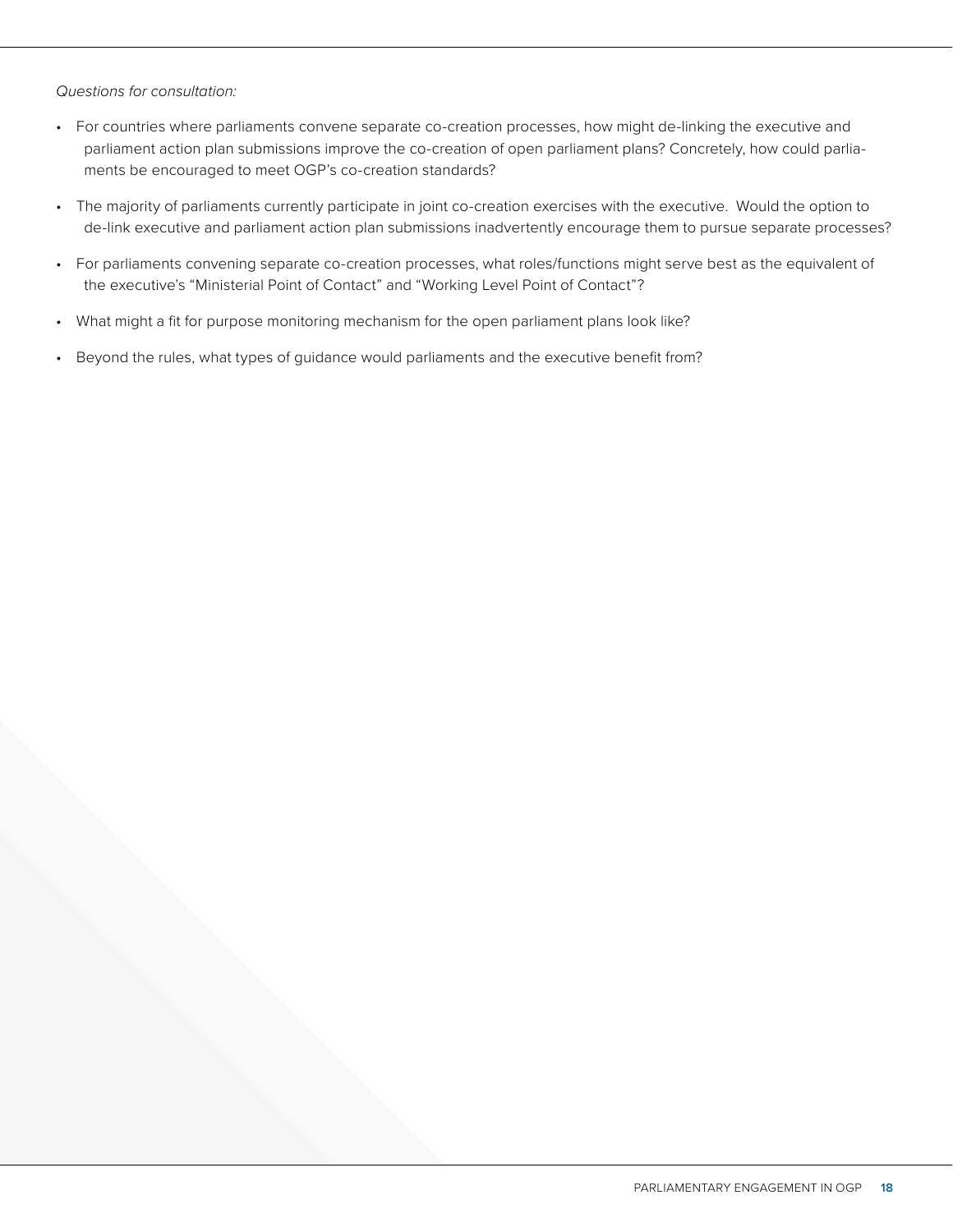*Questions for consultation:*

- For countries where parliaments convene separate co-creation processes, how might de-linking the executive and parliament action plan submissions improve the co-creation of open parliament plans? Concretely, how could parliaments be encouraged to meet OGP's co-creation standards?
- The majority of parliaments currently participate in joint co-creation exercises with the executive. Would the option to de-link executive and parliament action plan submissions inadvertently encourage them to pursue separate processes?
- For parliaments convening separate co-creation processes, what roles/functions might serve best as the equivalent of the executive's "Ministerial Point of Contact" and "Working Level Point of Contact"?
- What might a fit for purpose monitoring mechanism for the open parliament plans look like?
- Beyond the rules, what types of guidance would parliaments and the executive benefit from?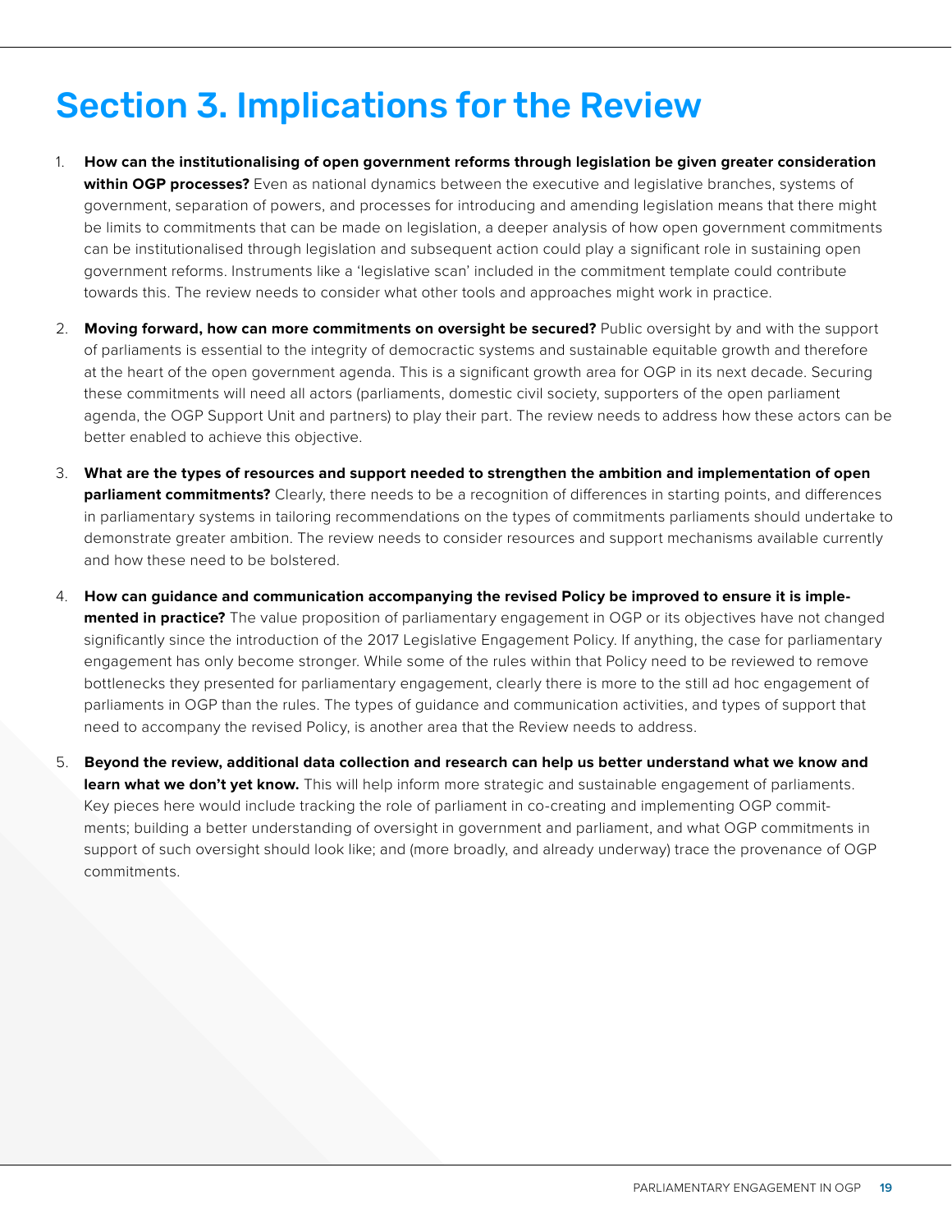# Section 3. Implications for the Review

1. **How can the institutionalising of open government reforms through legislation be given greater consideration within OGP processes?** Even as national dynamics between the executive and legislative branches, systems of government, separation of powers, and processes for introducing and amending legislation means that there might be limits to commitments that can be made on legislation, a deeper analysis of how open government commitments can be institutionalised through legislation and subsequent action could play a significant role in sustaining open government reforms. Instruments like a 'legislative scan' included in the commitment template could contribute towards this. The review needs to consider what other tools and approaches might work in practice.

2. **Moving forward, how can more commitments on oversight be secured?** Public oversight by and with the support of parliaments is essential to the integrity of democractic systems and sustainable equitable growth and therefore at the heart of the open government agenda. This is a significant growth area for OGP in its next decade. Securing these commitments will need all actors (parliaments, domestic civil society, supporters of the open parliament agenda, the OGP Support Unit and partners) to play their part. The review needs to address how these actors can be better enabled to achieve this objective.

3. **What are the types of resources and support needed to strengthen the ambition and implementation of open parliament commitments?** Clearly, there needs to be a recognition of differences in starting points, and differences in parliamentary systems in tailoring recommendations on the types of commitments parliaments should undertake to demonstrate greater ambition. The review needs to consider resources and support mechanisms available currently and how these need to be bolstered.

4. **How can guidance and communication accompanying the revised Policy be improved to ensure it is implemented in practice?** The value proposition of parliamentary engagement in OGP or its objectives have not changed significantly since the introduction of the 2017 Legislative Engagement Policy. If anything, the case for parliamentary engagement has only become stronger. While some of the rules within that Policy need to be reviewed to remove bottlenecks they presented for parliamentary engagement, clearly there is more to the still ad hoc engagement of parliaments in OGP than the rules. The types of guidance and communication activities, and types of support that need to accompany the revised Policy, is another area that the Review needs to address.

5. **Beyond the review, additional data collection and research can help us better understand what we know and learn what we don't yet know.** This will help inform more strategic and sustainable engagement of parliaments. Key pieces here would include tracking the role of parliament in co-creating and implementing OGP commitments; building a better understanding of oversight in government and parliament, and what OGP commitments in support of such oversight should look like; and (more broadly, and already underway) trace the provenance of OGP commitments.